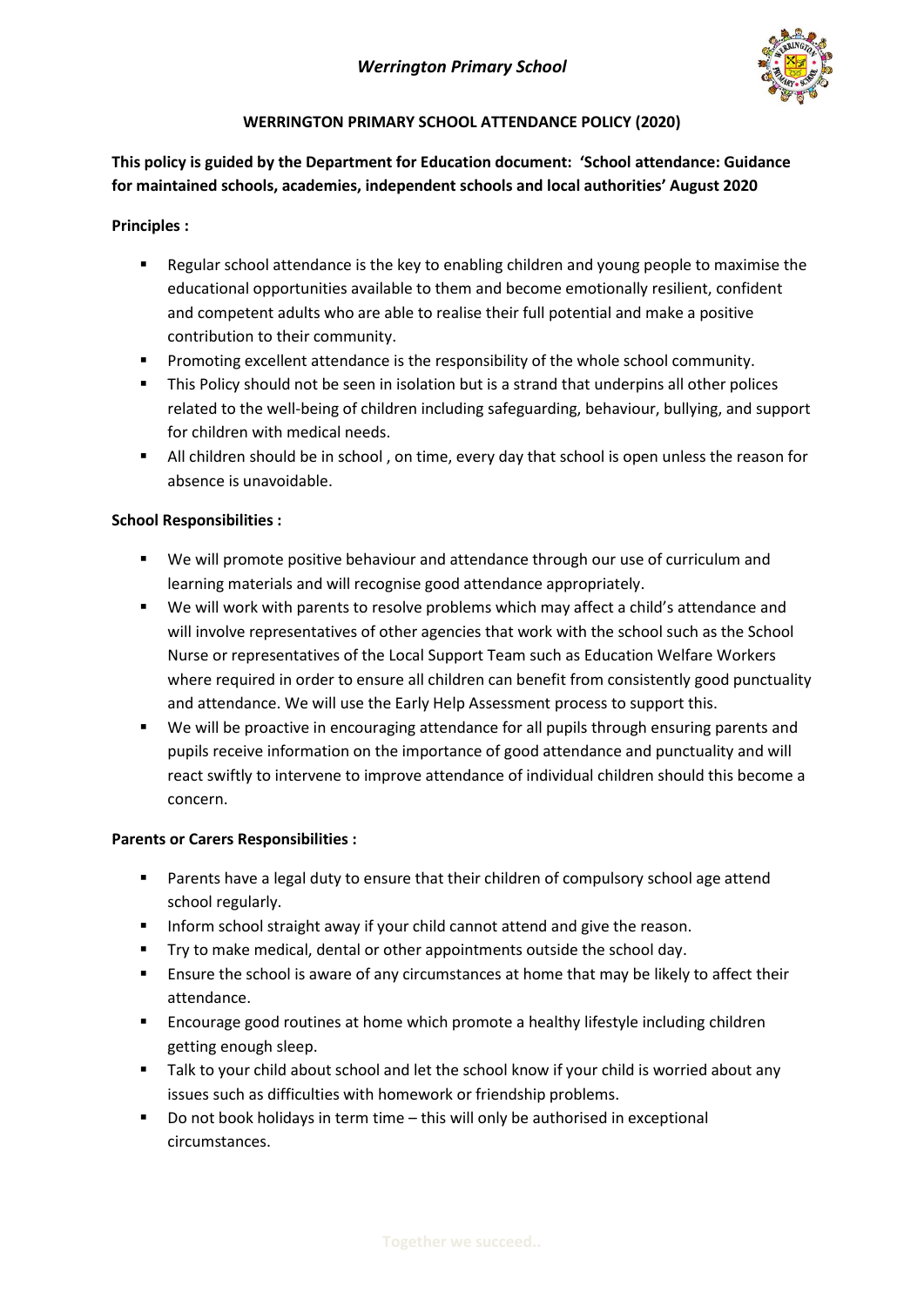## WERRINGTON PRIMARY SCHOOL ATTENDANCE POLICY (2020)

**This policy is guided by the Department for Education document: 'School attendance: Guidance for maintained schools, academies, independent schools and local authorities' August 2020**

**Principles :**

- Regular school attendance is the key to enabling children and young people to maximise the educational opportunities available to them and become emotionally resilient, confident and competent adults who are able to realise their full potential and make a positive contribution to their community.
- Promoting excellent attendance is the responsibility of the whole school community.
- This Policy should not be seen in isolation but is a strand that underpins all other polices related to the well-being of children including safeguarding, behaviour, bullying, and support for children with medical needs.
- All children should be in school , on time, every day that school is open unless the reason for absence is unavoidable.

**School Responsibilities :**

- We will promote positive behaviour and attendance through our use of curriculum and learning materials and will recognise good attendance appropriately.
- We will work with parents to resolve problems which may affect a child's attendance and will involve representatives of other agencies that work with the school such as the School Nurse or representatives of the Local Support Team such as Education Welfare Workers where required in order to ensure all children can benefit from consistently good punctuality and attendance. We will use the Early Help Assessment process to support this.
- We will be proactive in encouraging attendance for all pupils through ensuring parents and pupils receive information on the importance of good attendance and punctuality and will react swiftly to intervene to improve attendance of individual children should this become a concern.

**Parents or Carers Responsibilities :**

- Parents have a legal duty to ensure that their children of compulsory school age attend school regularly.
- Inform school straight away if your child cannot attend and give the reason.
- Try to make medical, dental or other appointments outside the school day.
- Ensure the school is aware of any circumstances at home that may be likely to affect their attendance.
- Encourage good routines at home which promote a healthy lifestyle including children getting enough sleep.
- Talk to your child about school and let the school know if your child is worried about any issues such as difficulties with homework or friendship problems.
- Do not book holidays in term time – this will only be authorised in exceptional circumstances.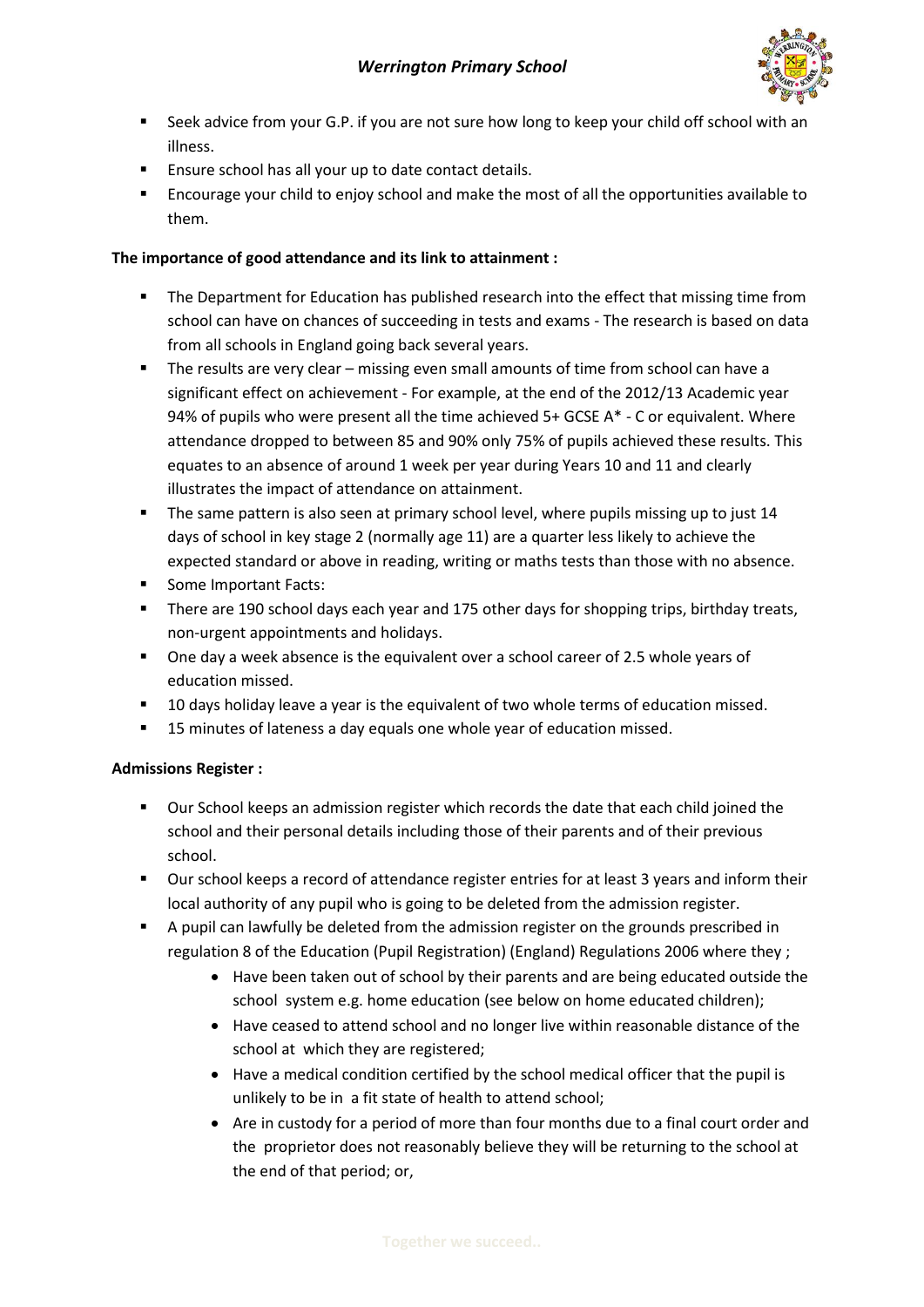- Seek advice from your G.P. if you are not sure how long to keep your child off school with an illness.
- Ensure school has all your up to date contact details.
- Encourage your child to enjoy school and make the most of all the opportunities available to them.

**The importance of good attendance and its link to attainment :**

- The Department for Education has published research into the effect that missing time from school can have on chances of succeeding in tests and exams - The research is based on data from all schools in England going back several years.
- The results are very clear – missing even small amounts of time from school can have a significant effect on achievement - For example, at the end of the 2012/13 Academic year 94% of pupils who were present all the time achieved 5+ GCSE A* - C or equivalent. Where attendance dropped to between 85 and 90% only 75% of pupils achieved these results. This equates to an absence of around 1 week per year during Years 10 and 11 and clearly illustrates the impact of attendance on attainment.
- The same pattern is also seen at primary school level, where pupils missing up to just 14 days of school in key stage 2 (normally age 11) are a quarter less likely to achieve the expected standard or above in reading, writing or maths tests than those with no absence.
- Some Important Facts:
- There are 190 school days each year and 175 other days for shopping trips, birthday treats, non-urgent appointments and holidays.
- One day a week absence is the equivalent over a school career of 2.5 whole years of education missed.
- 10 days holiday leave a year is the equivalent of two whole terms of education missed.
- 15 minutes of lateness a day equals one whole year of education missed.

**Admissions Register :**

- Our School keeps an admission register which records the date that each child joined the school and their personal details including those of their parents and of their previous school.
- Our school keeps a record of attendance register entries for at least 3 years and inform their local authority of any pupil who is going to be deleted from the admission register.
- A pupil can lawfully be deleted from the admission register on the grounds prescribed in regulation 8 of the Education (Pupil Registration) (England) Regulations 2006 where they ;
    - Have been taken out of school by their parents and are being educated outside the school system e.g. home education (see below on home educated children);
    - Have ceased to attend school and no longer live within reasonable distance of the school at which they are registered;
    - Have a medical condition certified by the school medical officer that the pupil is unlikely to be in a fit state of health to attend school;
    - Are in custody for a period of more than four months due to a final court order and the proprietor does not reasonably believe they will be returning to the school at the end of that period; or,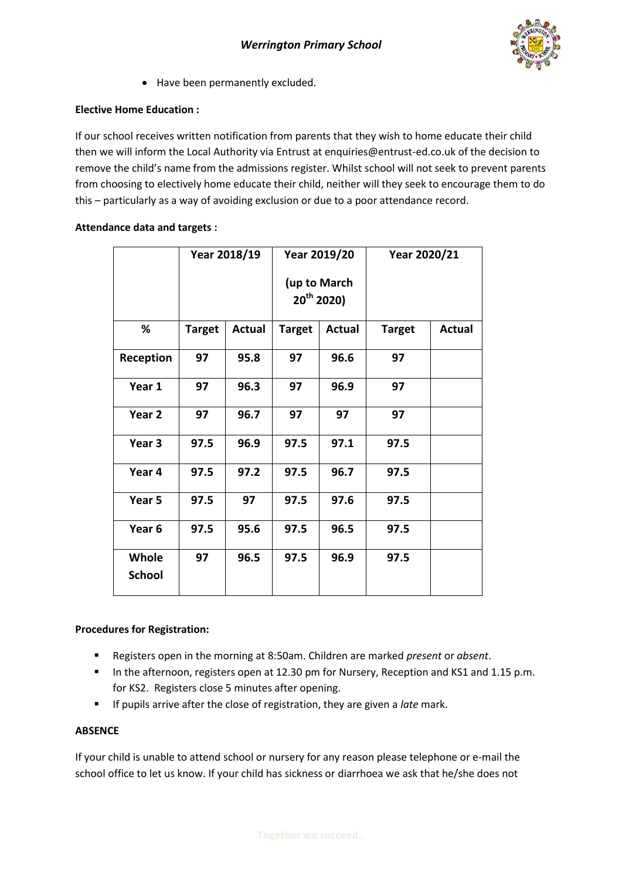- Have been permanently excluded.

**Elective Home Education :**

If our school receives written notification from parents that they wish to home educate their child then we will inform the Local Authority via Entrust at enquiries@entrust-ed.co.uk of the decision to remove the child's name from the admissions register. Whilst school will not seek to prevent parents from choosing to electively home educate their child, neither will they seek to encourage them to do this – particularly as a way of avoiding exclusion or due to a poor attendance record.

**Attendance data and targets :**

| | Year 2018/19 | | Year 2019/20 (up to March 20th 2020) | | Year 2020/21 | |
|---|---|---|---|---|---|---|
| **%** | **Target** | **Actual** | **Target** | **Actual** | **Target** | **Actual** |
| **Reception** | 97 | 95.8 | 97 | 96.6 | 97 | |
| **Year 1** | 97 | 96.3 | 97 | 96.9 | 97 | |
| **Year 2** | 97 | 96.7 | 97 | 97 | 97 | |
| **Year 3** | 97.5 | 96.9 | 97.5 | 97.1 | 97.5 | |
| **Year 4** | 97.5 | 97.2 | 97.5 | 96.7 | 97.5 | |
| **Year 5** | 97.5 | 97 | 97.5 | 97.6 | 97.5 | |
| **Year 6** | 97.5 | 95.6 | 97.5 | 96.5 | 97.5 | |
| **Whole School** | 97 | 96.5 | 97.5 | 96.9 | 97.5 | |

**Procedures for Registration:**

- Registers open in the morning at 8:50am. Children are marked *present* or *absent*.
- In the afternoon, registers open at 12.30 pm for Nursery, Reception and KS1 and 1.15 p.m. for KS2. Registers close 5 minutes after opening.
- If pupils arrive after the close of registration, they are given a *late* mark.

**ABSENCE**

If your child is unable to attend school or nursery for any reason please telephone or e-mail the school office to let us know. If your child has sickness or diarrhoea we ask that he/she does not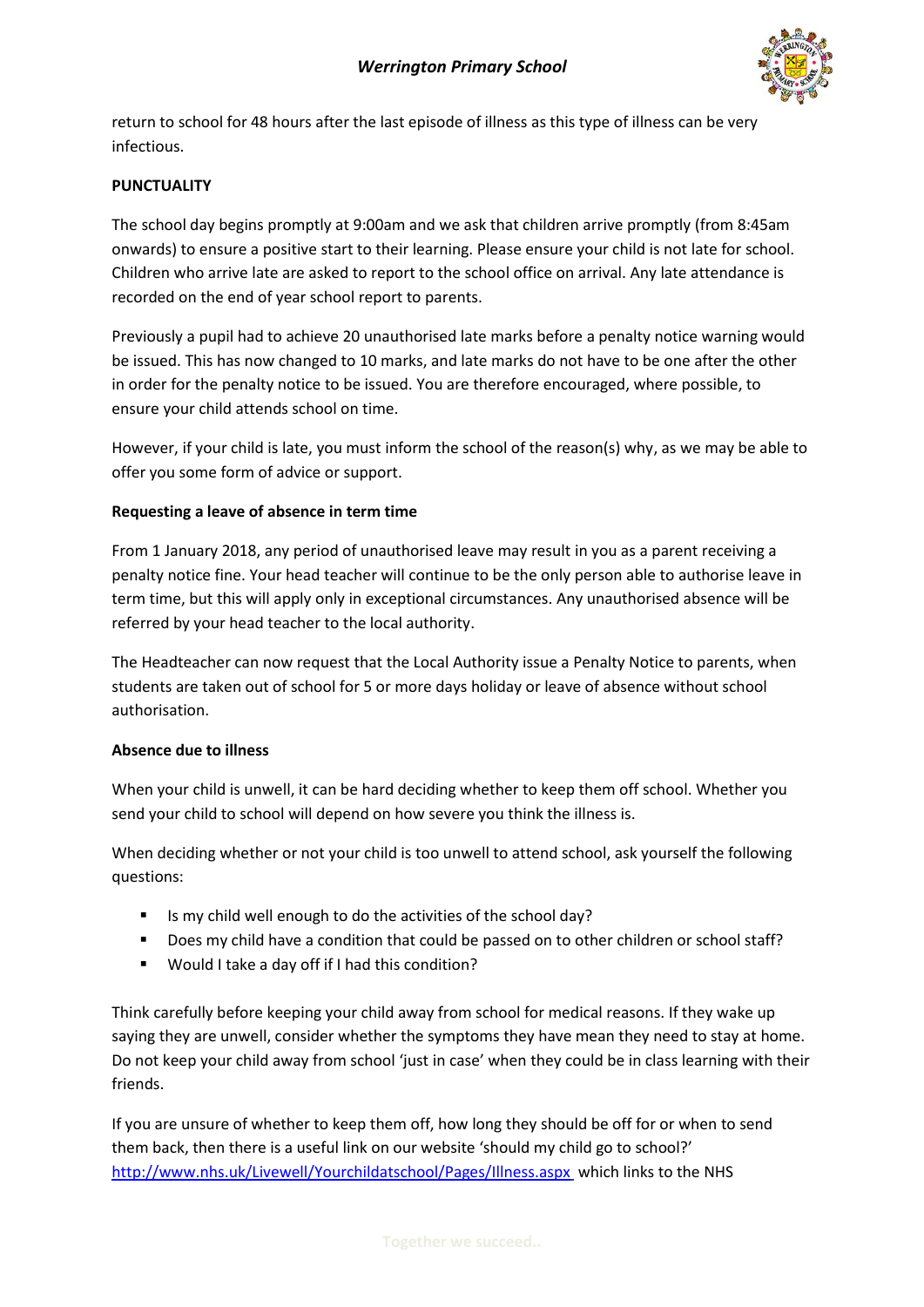return to school for 48 hours after the last episode of illness as this type of illness can be very infectious.

**PUNCTUALITY**

The school day begins promptly at 9:00am and we ask that children arrive promptly (from 8:45am onwards) to ensure a positive start to their learning. Please ensure your child is not late for school. Children who arrive late are asked to report to the school office on arrival. Any late attendance is recorded on the end of year school report to parents.

Previously a pupil had to achieve 20 unauthorised late marks before a penalty notice warning would be issued. This has now changed to 10 marks, and late marks do not have to be one after the other in order for the penalty notice to be issued. You are therefore encouraged, where possible, to ensure your child attends school on time.

However, if your child is late, you must inform the school of the reason(s) why, as we may be able to offer you some form of advice or support.

**Requesting a leave of absence in term time**

From 1 January 2018, any period of unauthorised leave may result in you as a parent receiving a penalty notice fine. Your head teacher will continue to be the only person able to authorise leave in term time, but this will apply only in exceptional circumstances. Any unauthorised absence will be referred by your head teacher to the local authority.

The Headteacher can now request that the Local Authority issue a Penalty Notice to parents, when students are taken out of school for 5 or more days holiday or leave of absence without school authorisation.

**Absence due to illness**

When your child is unwell, it can be hard deciding whether to keep them off school. Whether you send your child to school will depend on how severe you think the illness is.

When deciding whether or not your child is too unwell to attend school, ask yourself the following questions:

- Is my child well enough to do the activities of the school day?
- Does my child have a condition that could be passed on to other children or school staff?
- Would I take a day off if I had this condition?

Think carefully before keeping your child away from school for medical reasons. If they wake up saying they are unwell, consider whether the symptoms they have mean they need to stay at home. Do not keep your child away from school 'just in case' when they could be in class learning with their friends.

If you are unsure of whether to keep them off, how long they should be off for or when to send them back, then there is a useful link on our website 'should my child go to school?' [http://www.nhs.uk/Livewell/Yourchildatschool/Pages/Illness.aspx](http://www.nhs.uk/Livewell/Yourchildatschool/Pages/Illness.aspx) which links to the NHS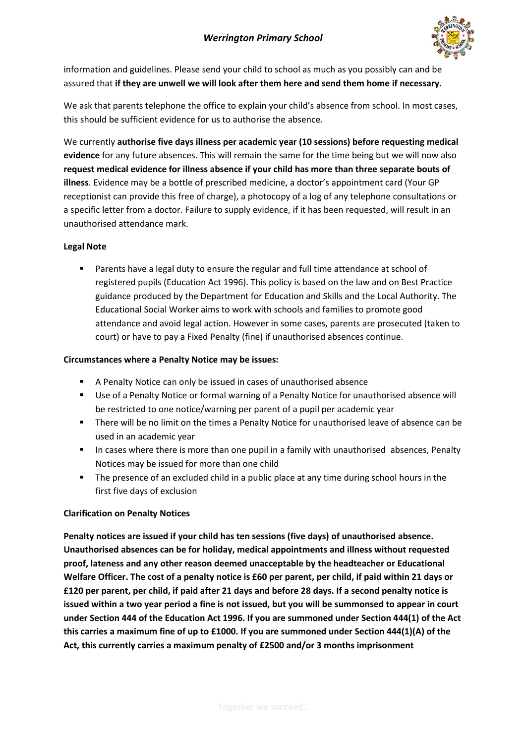information and guidelines. Please send your child to school as much as you possibly can and be assured that **if they are unwell we will look after them here and send them home if necessary.**

We ask that parents telephone the office to explain your child's absence from school. In most cases, this should be sufficient evidence for us to authorise the absence.

We currently **authorise five days illness per academic year (10 sessions) before requesting medical evidence** for any future absences. This will remain the same for the time being but we will now also **request medical evidence for illness absence if your child has more than three separate bouts of illness**. Evidence may be a bottle of prescribed medicine, a doctor's appointment card (Your GP receptionist can provide this free of charge), a photocopy of a log of any telephone consultations or a specific letter from a doctor. Failure to supply evidence, if it has been requested, will result in an unauthorised attendance mark.

**Legal Note**

- Parents have a legal duty to ensure the regular and full time attendance at school of registered pupils (Education Act 1996). This policy is based on the law and on Best Practice guidance produced by the Department for Education and Skills and the Local Authority. The Educational Social Worker aims to work with schools and families to promote good attendance and avoid legal action. However in some cases, parents are prosecuted (taken to court) or have to pay a Fixed Penalty (fine) if unauthorised absences continue.

**Circumstances where a Penalty Notice may be issues:**

- A Penalty Notice can only be issued in cases of unauthorised absence
- Use of a Penalty Notice or formal warning of a Penalty Notice for unauthorised absence will be restricted to one notice/warning per parent of a pupil per academic year
- There will be no limit on the times a Penalty Notice for unauthorised leave of absence can be used in an academic year
- In cases where there is more than one pupil in a family with unauthorised absences, Penalty Notices may be issued for more than one child
- The presence of an excluded child in a public place at any time during school hours in the first five days of exclusion

**Clarification on Penalty Notices**

**Penalty notices are issued if your child has ten sessions (five days) of unauthorised absence. Unauthorised absences can be for holiday, medical appointments and illness without requested proof, lateness and any other reason deemed unacceptable by the headteacher or Educational Welfare Officer. The cost of a penalty notice is £60 per parent, per child, if paid within 21 days or £120 per parent, per child, if paid after 21 days and before 28 days. If a second penalty notice is issued within a two year period a fine is not issued, but you will be summonsed to appear in court under Section 444 of the Education Act 1996. If you are summoned under Section 444(1) of the Act this carries a maximum fine of up to £1000. If you are summoned under Section 444(1)(A) of the Act, this currently carries a maximum penalty of £2500 and/or 3 months imprisonment**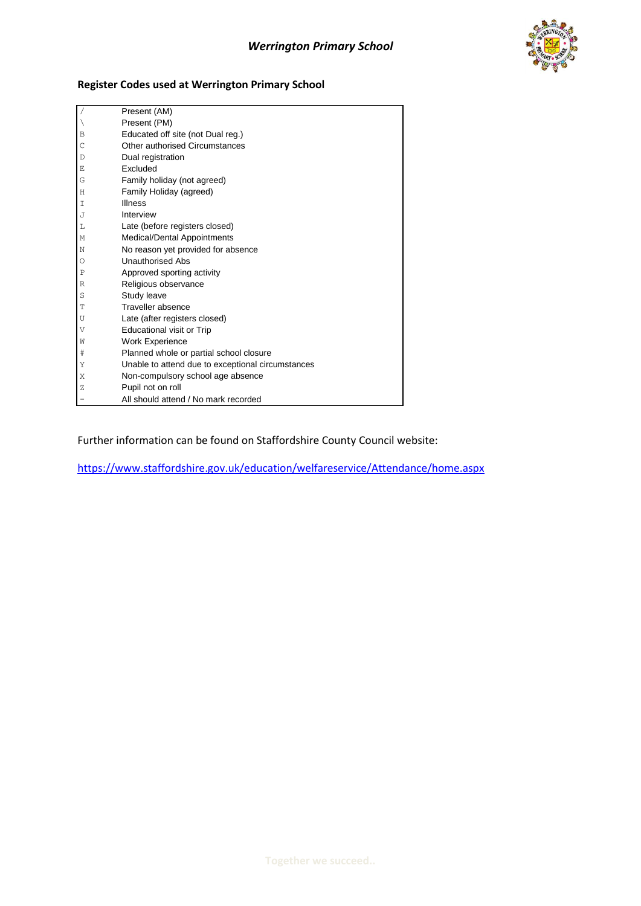## Register Codes used at Werrington Primary School

| Code | Description |
|---|---|
| / | Present (AM) |
| \ | Present (PM) |
| B | Educated off site (not Dual reg.) |
| C | Other authorised Circumstances |
| D | Dual registration |
| E | Excluded |
| G | Family holiday (not agreed) |
| H | Family Holiday (agreed) |
| I | Illness |
| J | Interview |
| L | Late (before registers closed) |
| M | Medical/Dental Appointments |
| N | No reason yet provided for absence |
| O | Unauthorised Abs |
| P | Approved sporting activity |
| R | Religious observance |
| S | Study leave |
| T | Traveller absence |
| U | Late (after registers closed) |
| V | Educational visit or Trip |
| W | Work Experience |
| # | Planned whole or partial school closure |
| Y | Unable to attend due to exceptional circumstances |
| X | Non-compulsory school age absence |
| Z | Pupil not on roll |
| - | All should attend / No mark recorded |

Further information can be found on Staffordshire County Council website:

https://www.staffordshire.gov.uk/education/welfareservice/Attendance/home.aspx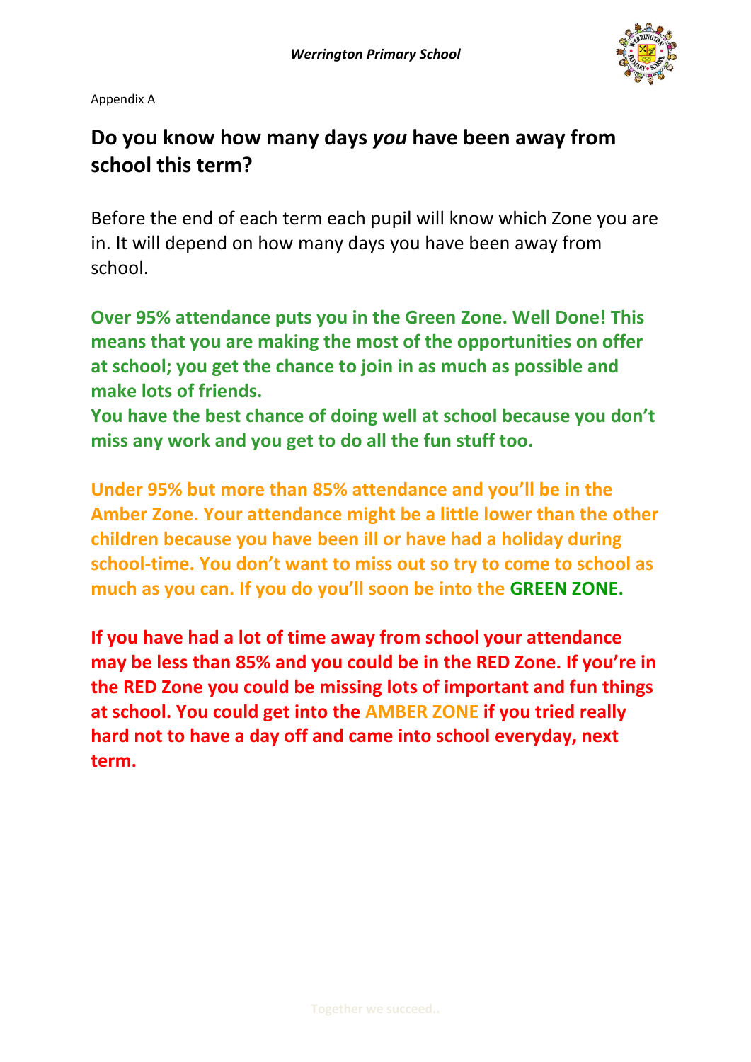Appendix A

## Do you know how many days *you* have been away from school this term?

Before the end of each term each pupil will know which Zone you are in. It will depend on how many days you have been away from school.

**Over 95% attendance puts you in the Green Zone. Well Done! This means that you are making the most of the opportunities on offer at school; you get the chance to join in as much as possible and make lots of friends.**
**You have the best chance of doing well at school because you don't miss any work and you get to do all the fun stuff too.**

**Under 95% but more than 85% attendance and you'll be in the Amber Zone. Your attendance might be a little lower than the other children because you have been ill or have had a holiday during school-time. You don't want to miss out so try to come to school as much as you can. If you do you'll soon be into the GREEN ZONE.**

**If you have had a lot of time away from school your attendance may be less than 85% and you could be in the RED Zone. If you're in the RED Zone you could be missing lots of important and fun things at school. You could get into the AMBER ZONE if you tried really hard not to have a day off and came into school everyday, next term.**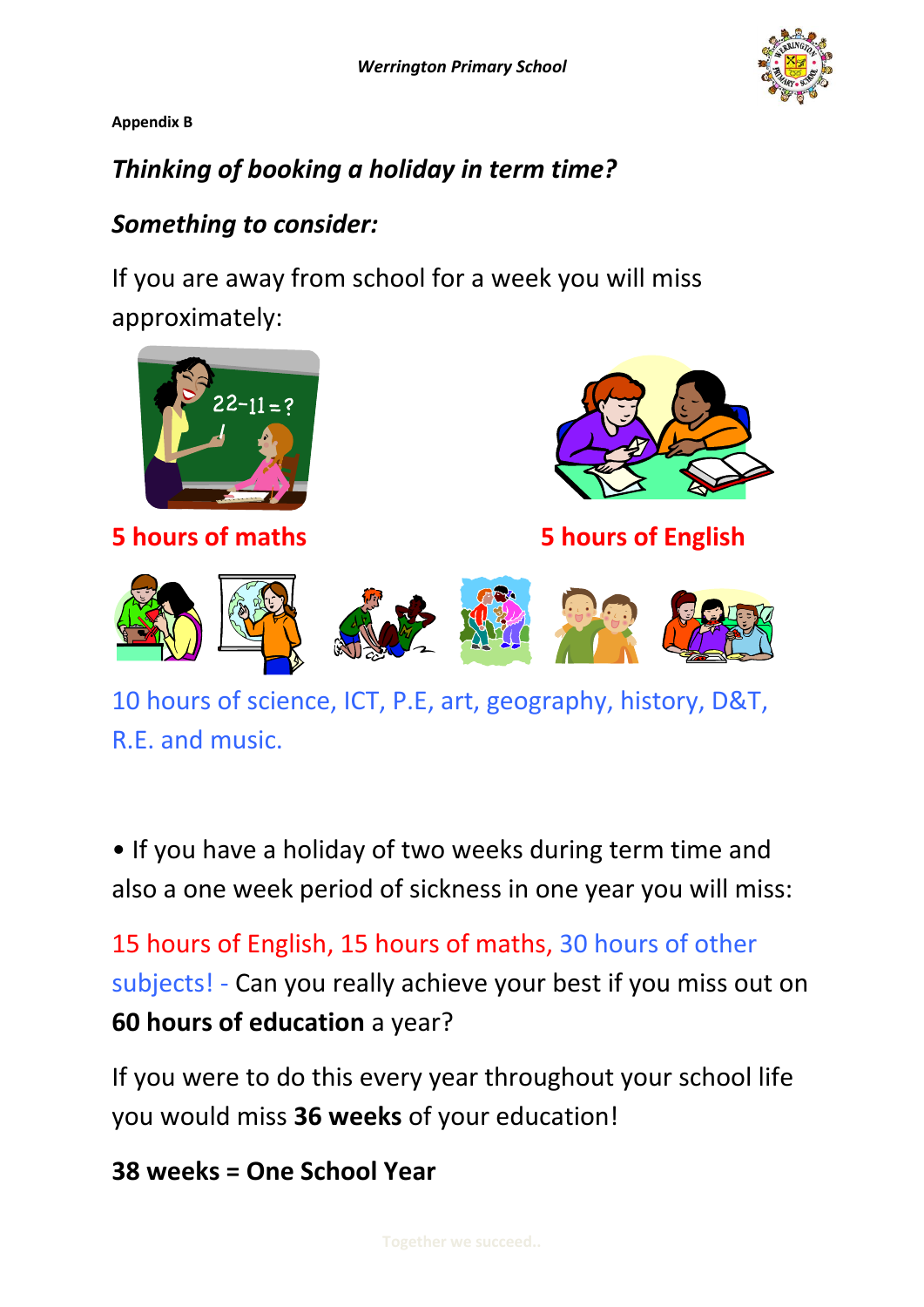Appendix B

## *Thinking of booking a holiday in term time?*

### *Something to consider:*

If you are away from school for a week you will miss approximately:

5 hours of maths

5 hours of English

10 hours of science, ICT, P.E, art, geography, history, D&T, R.E. and music.

- If you have a holiday of two weeks during term time and also a one week period of sickness in one year you will miss:

15 hours of English, 15 hours of maths, 30 hours of other subjects! - Can you really achieve your best if you miss out on **60 hours of education** a year?

If you were to do this every year throughout your school life you would miss **36 weeks** of your education!

**38 weeks = One School Year**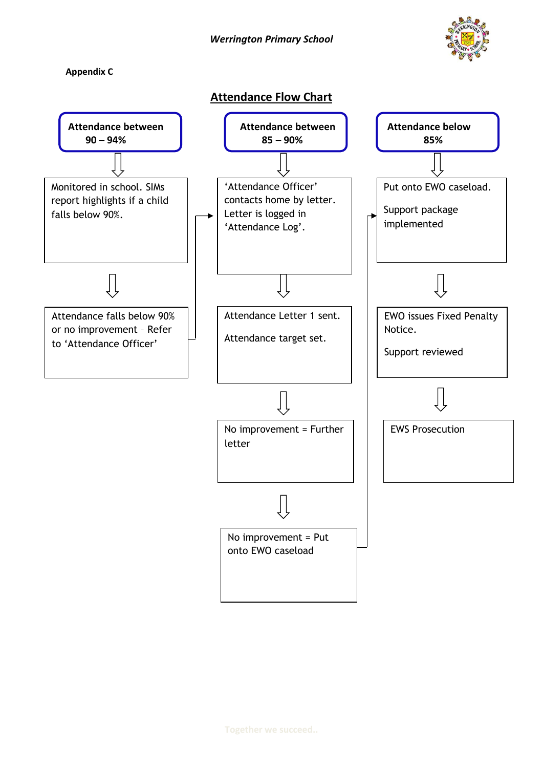**Appendix C**

## Attendance Flow Chart

**Attendance between 90 – 94%**

↓

Monitored in school. SIMs report highlights if a child falls below 90%.

↓

Attendance falls below 90% or no improvement – Refer to 'Attendance Officer' → (to 'Attendance Officer' contacts home by letter)

**Attendance between 85 – 90%**

↓

'Attendance Officer' contacts home by letter. Letter is logged in 'Attendance Log'.

↓

Attendance Letter 1 sent.

Attendance target set.

↓

No improvement = Further letter

↓

No improvement = Put onto EWO caseload → (to Put onto EWO caseload)

**Attendance below 85%**

↓

Put onto EWO caseload.

Support package implemented

↓

EWO issues Fixed Penalty Notice.

Support reviewed

↓

EWS Prosecution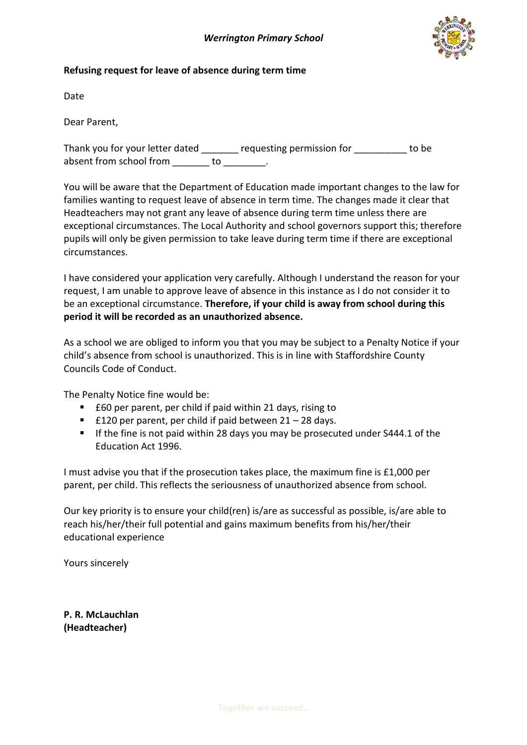*Werrington Primary School*

**Refusing request for leave of absence during term time**

Date

Dear Parent,

Thank you for your letter dated _______ requesting permission for __________ to be absent from school from _______ to ________.

You will be aware that the Department of Education made important changes to the law for families wanting to request leave of absence in term time. The changes made it clear that Headteachers may not grant any leave of absence during term time unless there are exceptional circumstances. The Local Authority and school governors support this; therefore pupils will only be given permission to take leave during term time if there are exceptional circumstances.

I have considered your application very carefully. Although I understand the reason for your request, I am unable to approve leave of absence in this instance as I do not consider it to be an exceptional circumstance. **Therefore, if your child is away from school during this period it will be recorded as an unauthorized absence.**

As a school we are obliged to inform you that you may be subject to a Penalty Notice if your child's absence from school is unauthorized. This is in line with Staffordshire County Councils Code of Conduct.

The Penalty Notice fine would be:

- £60 per parent, per child if paid within 21 days, rising to
- £120 per parent, per child if paid between 21 – 28 days.
- If the fine is not paid within 28 days you may be prosecuted under S444.1 of the Education Act 1996.

I must advise you that if the prosecution takes place, the maximum fine is £1,000 per parent, per child. This reflects the seriousness of unauthorized absence from school.

Our key priority is to ensure your child(ren) is/are as successful as possible, is/are able to reach his/her/their full potential and gains maximum benefits from his/her/their educational experience

Yours sincerely

**P. R. McLauchlan**
**(Headteacher)**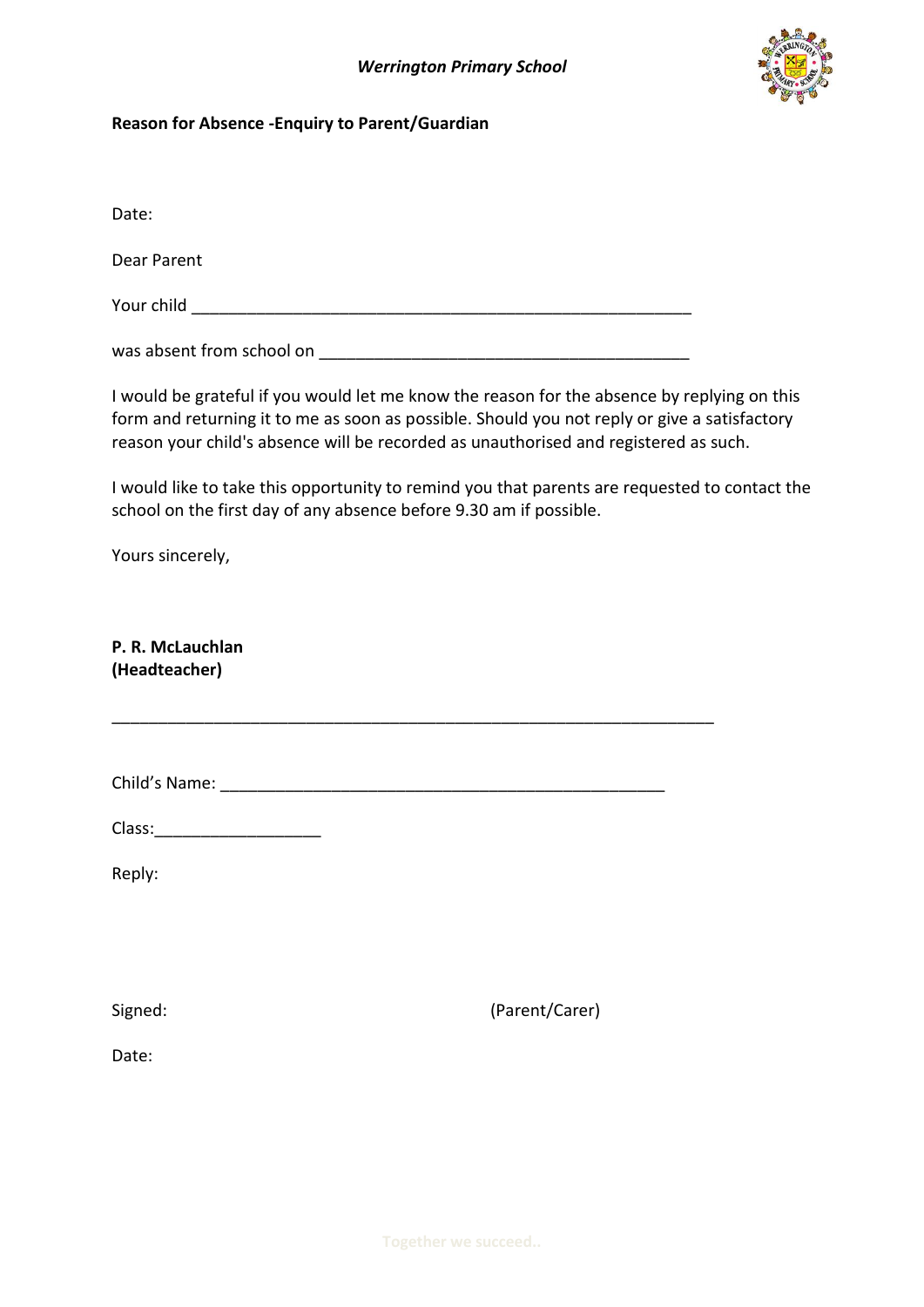*Werrington Primary School*

**Reason for Absence -Enquiry to Parent/Guardian**

Date:

Dear Parent

Your child ________________________________________________________

was absent from school on _________________________________________

I would be grateful if you would let me know the reason for the absence by replying on this form and returning it to me as soon as possible. Should you not reply or give a satisfactory reason your child's absence will be recorded as unauthorised and registered as such.

I would like to take this opportunity to remind you that parents are requested to contact the school on the first day of any absence before 9.30 am if possible.

Yours sincerely,

**P. R. McLauchlan**
**(Headteacher)**

---

Child's Name: __________________________________________________

Class:__________________

Reply:

Signed: (Parent/Carer)

Date: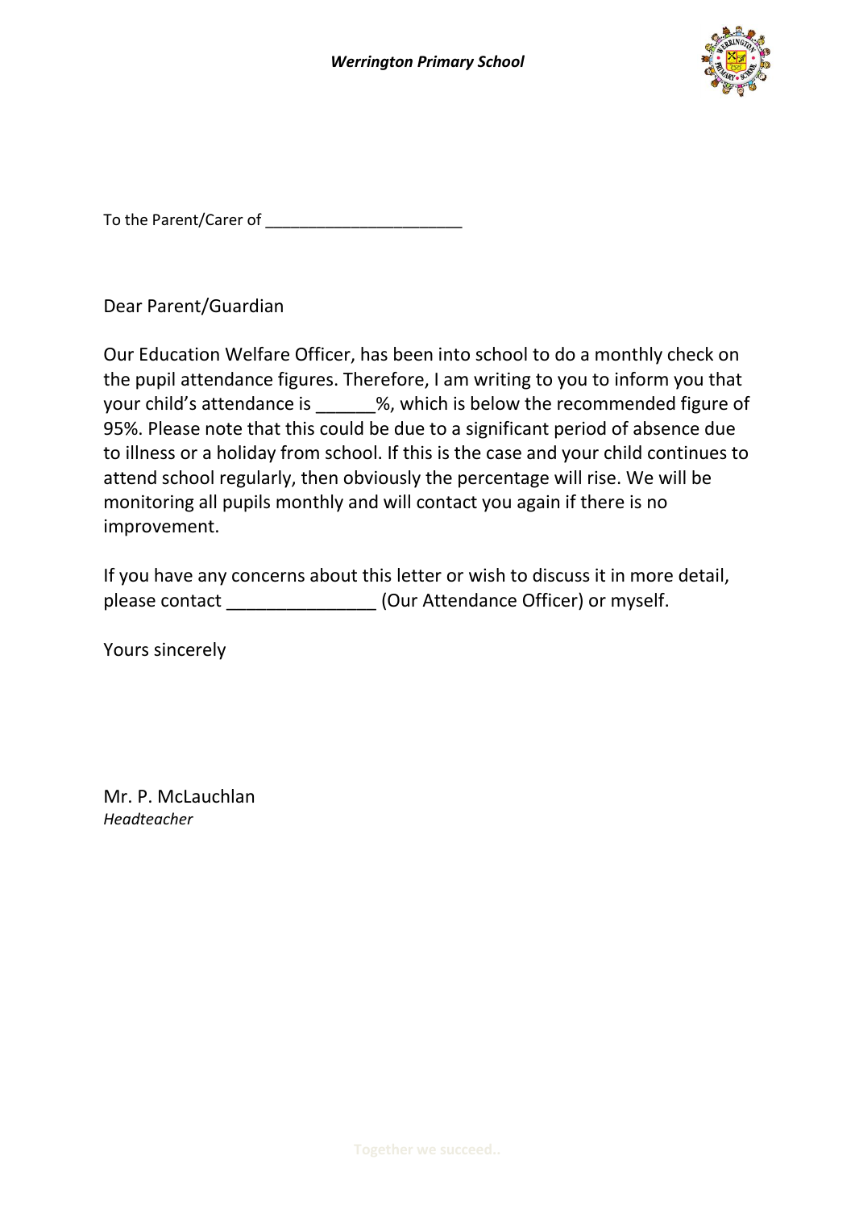***Werrington Primary School***

To the Parent/Carer of ________________________

Dear Parent/Guardian

Our Education Welfare Officer, has been into school to do a monthly check on the pupil attendance figures. Therefore, I am writing to you to inform you that your child's attendance is ______%, which is below the recommended figure of 95%. Please note that this could be due to a significant period of absence due to illness or a holiday from school. If this is the case and your child continues to attend school regularly, then obviously the percentage will rise. We will be monitoring all pupils monthly and will contact you again if there is no improvement.

If you have any concerns about this letter or wish to discuss it in more detail, please contact _______________ (Our Attendance Officer) or myself.

Yours sincerely

Mr. P. McLauchlan
*Headteacher*

Together we succeed..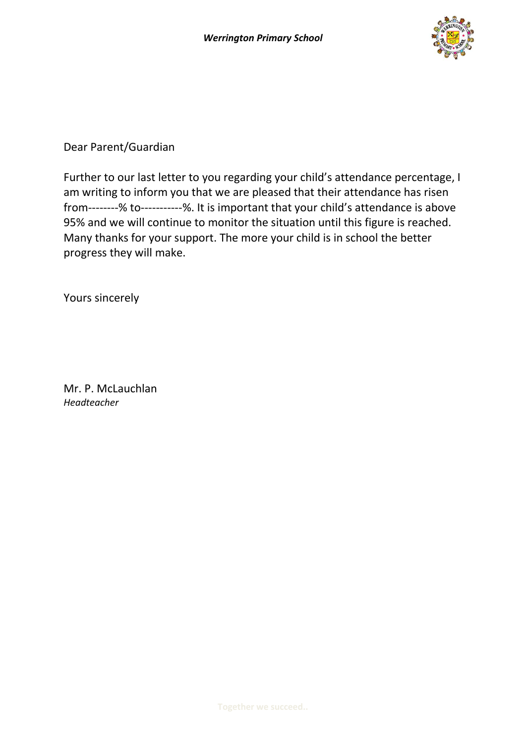*Werrington Primary School*

Dear Parent/Guardian

Further to our last letter to you regarding your child's attendance percentage, I am writing to inform you that we are pleased that their attendance has risen from--------% to-----------%. It is important that your child's attendance is above 95% and we will continue to monitor the situation until this figure is reached. Many thanks for your support. The more your child is in school the better progress they will make.

Yours sincerely

Mr. P. McLauchlan
*Headteacher*

Together we succeed..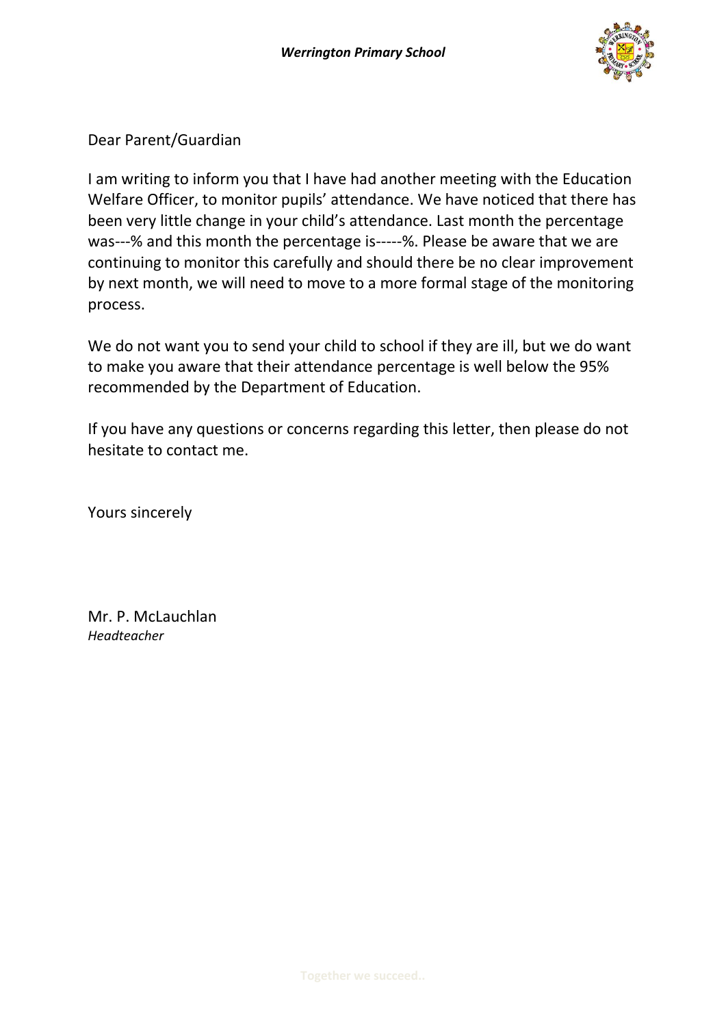*Werrington Primary School*

Dear Parent/Guardian

I am writing to inform you that I have had another meeting with the Education Welfare Officer, to monitor pupils' attendance. We have noticed that there has been very little change in your child's attendance. Last month the percentage was---% and this month the percentage is-----%. Please be aware that we are continuing to monitor this carefully and should there be no clear improvement by next month, we will need to move to a more formal stage of the monitoring process.

We do not want you to send your child to school if they are ill, but we do want to make you aware that their attendance percentage is well below the 95% recommended by the Department of Education.

If you have any questions or concerns regarding this letter, then please do not hesitate to contact me.

Yours sincerely

Mr. P. McLauchlan
*Headteacher*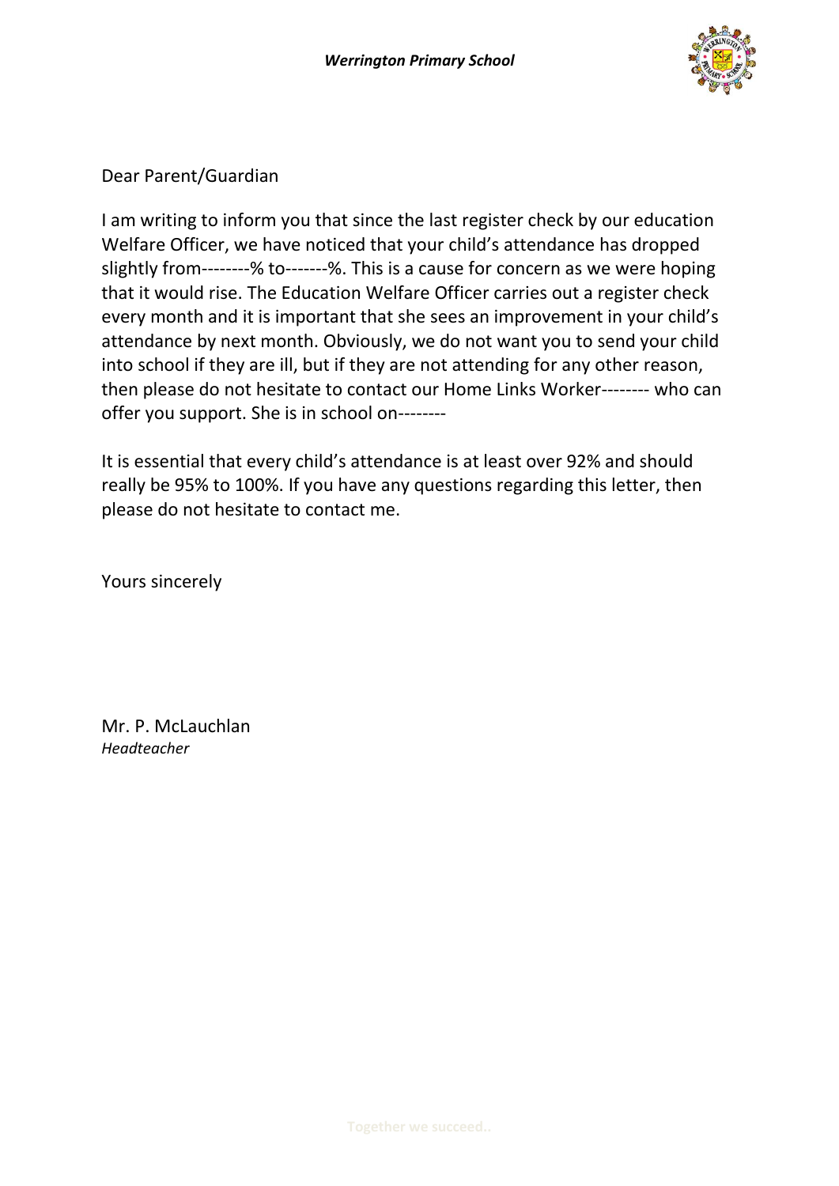*Werrington Primary School*

Dear Parent/Guardian

I am writing to inform you that since the last register check by our education Welfare Officer, we have noticed that your child's attendance has dropped slightly from--------% to-------%. This is a cause for concern as we were hoping that it would rise. The Education Welfare Officer carries out a register check every month and it is important that she sees an improvement in your child's attendance by next month. Obviously, we do not want you to send your child into school if they are ill, but if they are not attending for any other reason, then please do not hesitate to contact our Home Links Worker-------- who can offer you support. She is in school on--------

It is essential that every child's attendance is at least over 92% and should really be 95% to 100%. If you have any questions regarding this letter, then please do not hesitate to contact me.

Yours sincerely

Mr. P. McLauchlan
*Headteacher*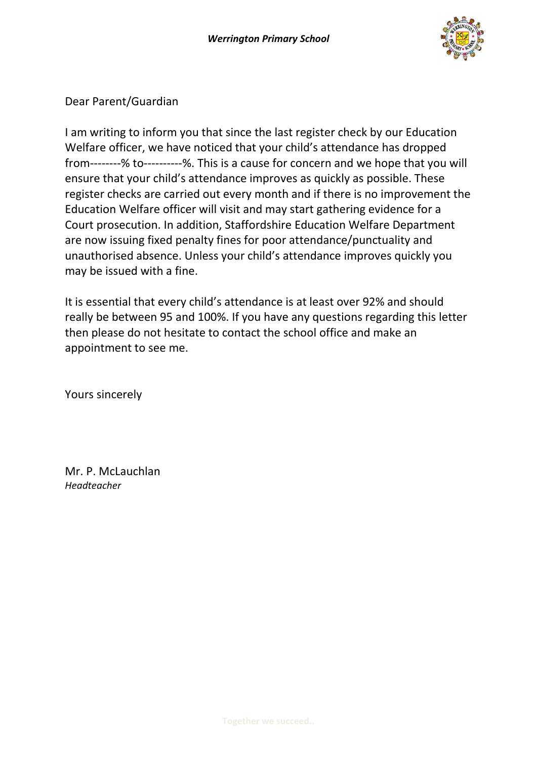Dear Parent/Guardian

I am writing to inform you that since the last register check by our Education Welfare officer, we have noticed that your child's attendance has dropped from--------% to----------%. This is a cause for concern and we hope that you will ensure that your child's attendance improves as quickly as possible. These register checks are carried out every month and if there is no improvement the Education Welfare officer will visit and may start gathering evidence for a Court prosecution. In addition, Staffordshire Education Welfare Department are now issuing fixed penalty fines for poor attendance/punctuality and unauthorised absence. Unless your child's attendance improves quickly you may be issued with a fine.

It is essential that every child's attendance is at least over 92% and should really be between 95 and 100%. If you have any questions regarding this letter then please do not hesitate to contact the school office and make an appointment to see me.

Yours sincerely

Mr. P. McLauchlan
*Headteacher*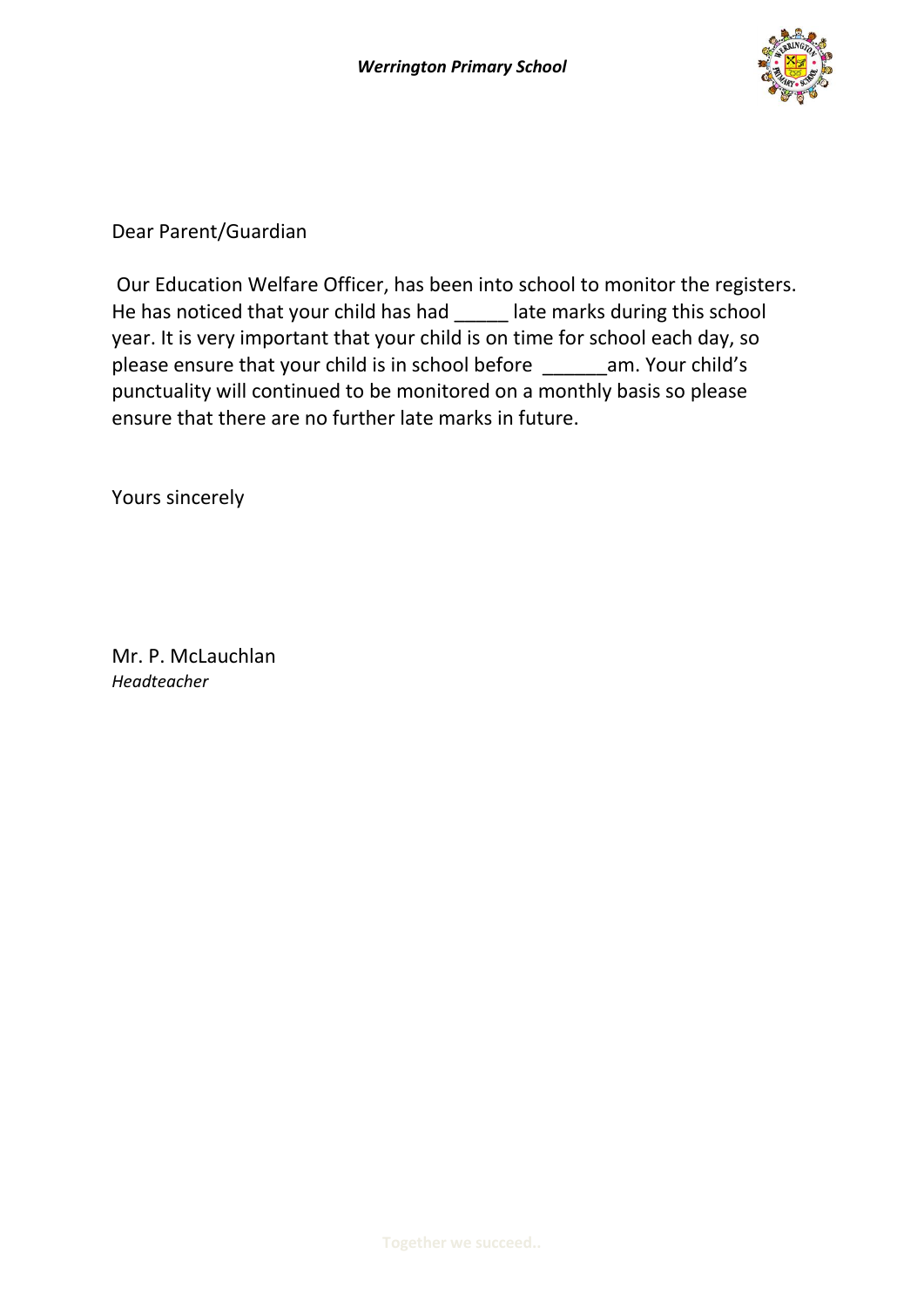Dear Parent/Guardian

Our Education Welfare Officer, has been into school to monitor the registers. He has noticed that your child has had _____ late marks during this school year. It is very important that your child is on time for school each day, so please ensure that your child is in school before ______am. Your child's punctuality will continued to be monitored on a monthly basis so please ensure that there are no further late marks in future.

Yours sincerely

Mr. P. McLauchlan
*Headteacher*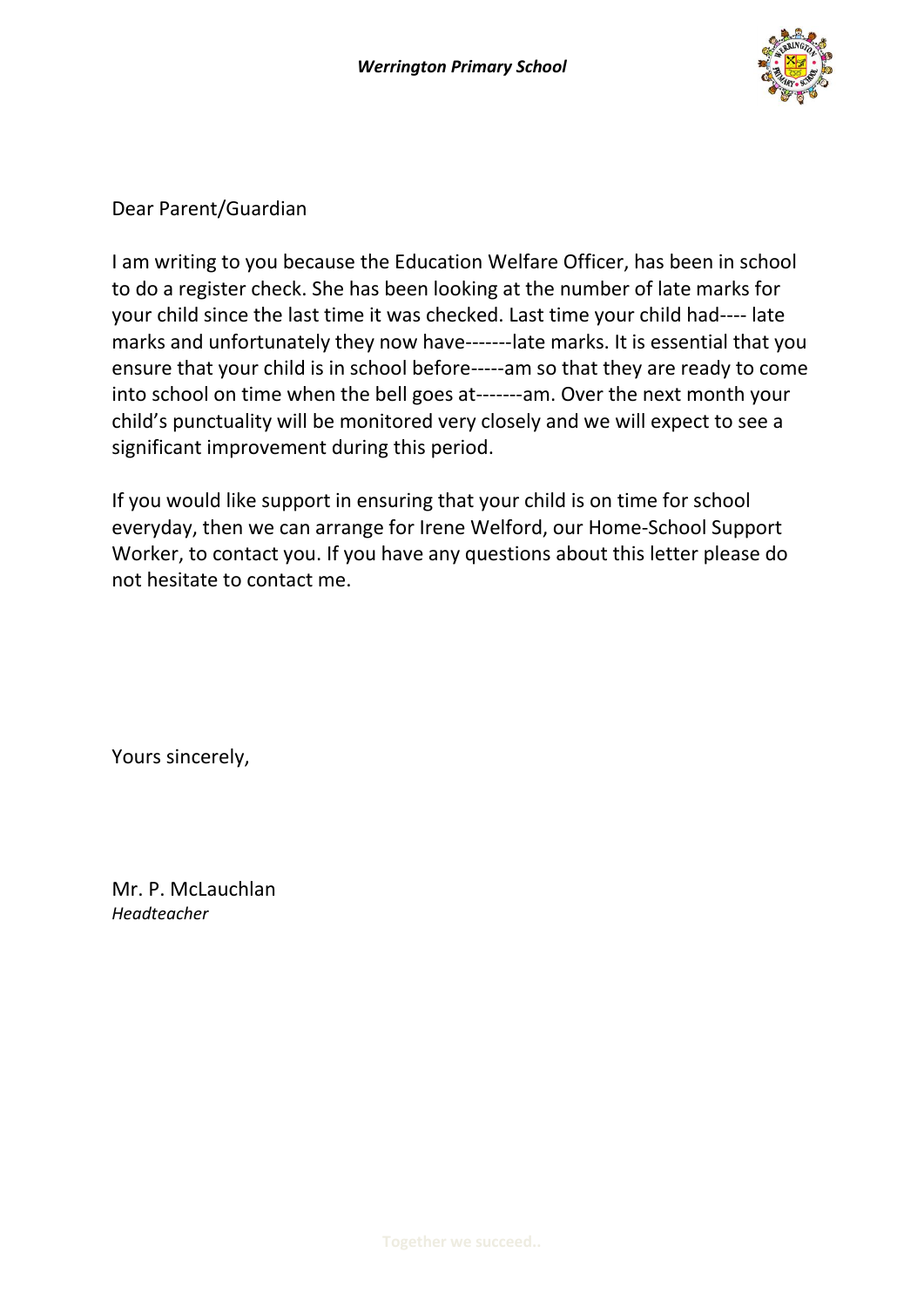Dear Parent/Guardian

I am writing to you because the Education Welfare Officer, has been in school to do a register check. She has been looking at the number of late marks for your child since the last time it was checked. Last time your child had---- late marks and unfortunately they now have-------late marks. It is essential that you ensure that your child is in school before-----am so that they are ready to come into school on time when the bell goes at-------am. Over the next month your child's punctuality will be monitored very closely and we will expect to see a significant improvement during this period.

If you would like support in ensuring that your child is on time for school everyday, then we can arrange for Irene Welford, our Home-School Support Worker, to contact you. If you have any questions about this letter please do not hesitate to contact me.

Yours sincerely,

Mr. P. McLauchlan
*Headteacher*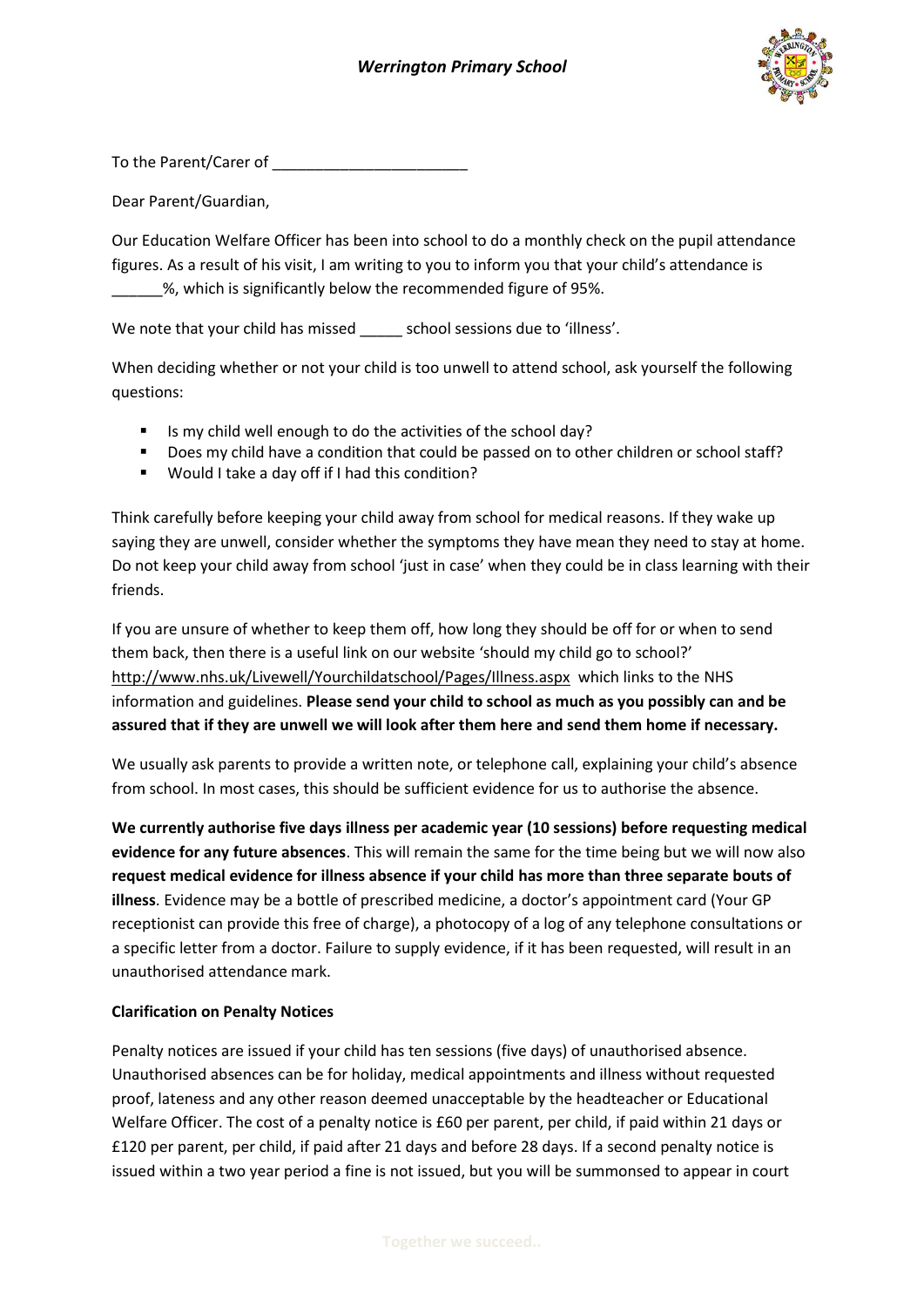# *Werrington Primary School*

To the Parent/Carer of _______________________

Dear Parent/Guardian,

Our Education Welfare Officer has been into school to do a monthly check on the pupil attendance figures. As a result of his visit, I am writing to you to inform you that your child's attendance is ______%, which is significantly below the recommended figure of 95%.

We note that your child has missed _____ school sessions due to 'illness'.

When deciding whether or not your child is too unwell to attend school, ask yourself the following questions:

- Is my child well enough to do the activities of the school day?
- Does my child have a condition that could be passed on to other children or school staff?
- Would I take a day off if I had this condition?

Think carefully before keeping your child away from school for medical reasons. If they wake up saying they are unwell, consider whether the symptoms they have mean they need to stay at home. Do not keep your child away from school 'just in case' when they could be in class learning with their friends.

If you are unsure of whether to keep them off, how long they should be off for or when to send them back, then there is a useful link on our website 'should my child go to school?' http://www.nhs.uk/Livewell/Yourchildatschool/Pages/Illness.aspx which links to the NHS information and guidelines. **Please send your child to school as much as you possibly can and be assured that if they are unwell we will look after them here and send them home if necessary.**

We usually ask parents to provide a written note, or telephone call, explaining your child's absence from school. In most cases, this should be sufficient evidence for us to authorise the absence.

**We currently authorise five days illness per academic year (10 sessions) before requesting medical evidence for any future absences**. This will remain the same for the time being but we will now also **request medical evidence for illness absence if your child has more than three separate bouts of illness**. Evidence may be a bottle of prescribed medicine, a doctor's appointment card (Your GP receptionist can provide this free of charge), a photocopy of a log of any telephone consultations or a specific letter from a doctor. Failure to supply evidence, if it has been requested, will result in an unauthorised attendance mark.

**Clarification on Penalty Notices**

Penalty notices are issued if your child has ten sessions (five days) of unauthorised absence. Unauthorised absences can be for holiday, medical appointments and illness without requested proof, lateness and any other reason deemed unacceptable by the headteacher or Educational Welfare Officer. The cost of a penalty notice is £60 per parent, per child, if paid within 21 days or £120 per parent, per child, if paid after 21 days and before 28 days. If a second penalty notice is issued within a two year period a fine is not issued, but you will be summonsed to appear in court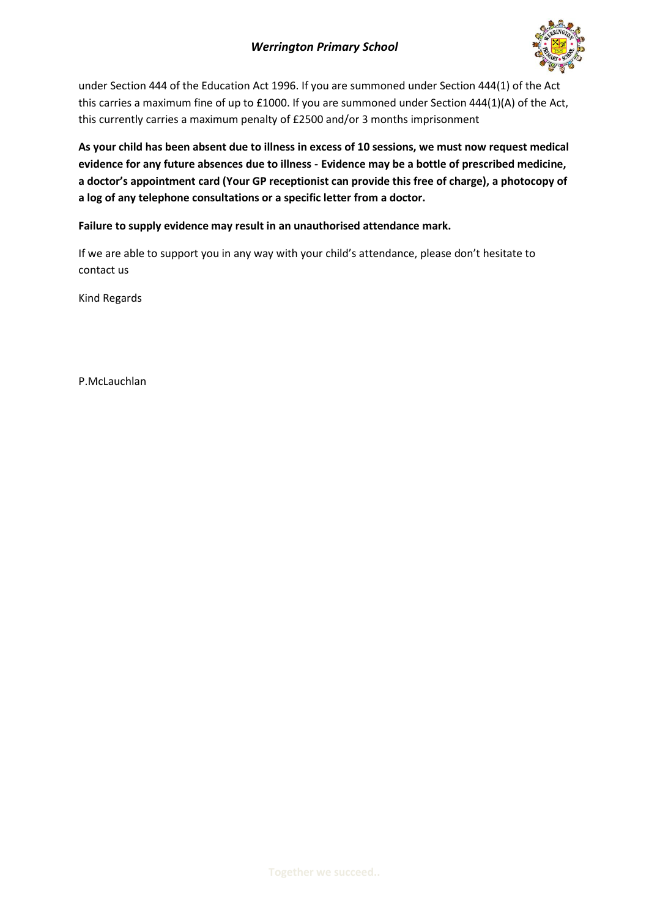under Section 444 of the Education Act 1996. If you are summoned under Section 444(1) of the Act this carries a maximum fine of up to £1000. If you are summoned under Section 444(1)(A) of the Act, this currently carries a maximum penalty of £2500 and/or 3 months imprisonment

**As your child has been absent due to illness in excess of 10 sessions, we must now request medical evidence for any future absences due to illness - Evidence may be a bottle of prescribed medicine, a doctor's appointment card (Your GP receptionist can provide this free of charge), a photocopy of a log of any telephone consultations or a specific letter from a doctor.**

**Failure to supply evidence may result in an unauthorised attendance mark.**

If we are able to support you in any way with your child's attendance, please don't hesitate to contact us

Kind Regards

P.McLauchlan